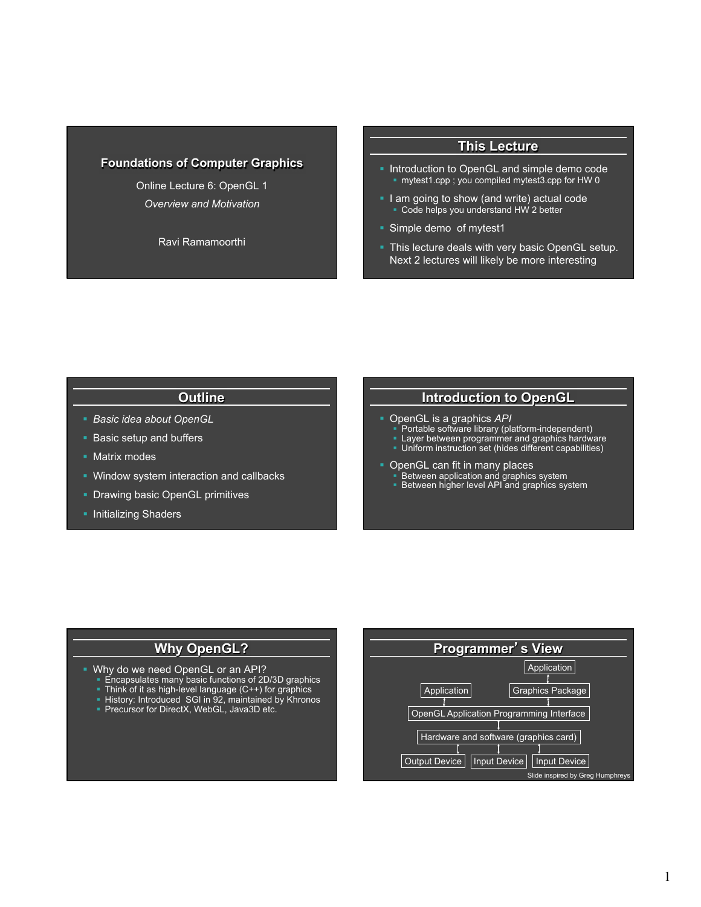# Foundations of Computer Graphics

Online Lecture 6: OpenGL 1

*Overview and Motivation*

Ravi Ramamoorthi

## This Lecture

- Introduction to OpenGL and simple demo code
  - mytest1.cpp ; you compiled mytest3.cpp for HW 0
- I am going to show (and write) actual code
  - Code helps you understand HW 2 better
- Simple demo of mytest1
- This lecture deals with very basic OpenGL setup. Next 2 lectures will likely be more interesting

## Outline

- *Basic idea about OpenGL*
- Basic setup and buffers
- Matrix modes
- Window system interaction and callbacks
- Drawing basic OpenGL primitives
- Initializing Shaders

## Introduction to OpenGL

- OpenGL is a graphics *API*
  - Portable software library (platform-independent)
  - Layer between programmer and graphics hardware
  - Uniform instruction set (hides different capabilities)
- OpenGL can fit in many places
  - Between application and graphics system
  - Between higher level API and graphics system

## Why OpenGL?

- Why do we need OpenGL or an API?
  - Encapsulates many basic functions of 2D/3D graphics
  - Think of it as high-level language (C++) for graphics
  - History: Introduced SGI in 92, maintained by Khronos
  - Precursor for DirectX, WebGL, Java3D etc.

## Programmer's View

Application ↕ Graphics Package

Application ↕ OpenGL Application Programming Interface

Graphics Package ↕ OpenGL Application Programming Interface

OpenGL Application Programming Interface ↕ Hardware and software (graphics card)

Hardware and software (graphics card) ↕ Output Device, Input Device, Input Device

Slide inspired by Greg Humphreys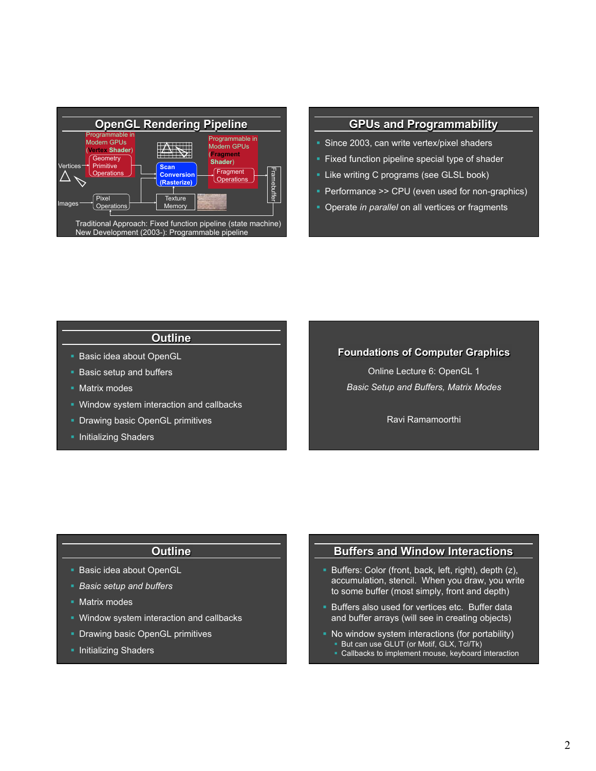## OpenGL Rendering Pipeline

Programmable in Modern GPUs (Vertex Shader)

Geometry Primitive Operations

Vertices

Scan Conversion (Rasterize)

Programmable in Modern GPUs (Fragment Shader)

Fragment Operations

Framebuffer

Images

Pixel Operations

Texture Memory

Traditional Approach: Fixed function pipeline (state machine)
New Development (2003-): Programmable pipeline

## GPUs and Programmability

- Since 2003, can write vertex/pixel shaders
- Fixed function pipeline special type of shader
- Like writing C programs (see GLSL book)
- Performance >> CPU (even used for non-graphics)
- Operate *in parallel* on all vertices or fragments

## Outline

- Basic idea about OpenGL
- Basic setup and buffers
- Matrix modes
- Window system interaction and callbacks
- Drawing basic OpenGL primitives
- Initializing Shaders

## Foundations of Computer Graphics

Online Lecture 6: OpenGL 1

*Basic Setup and Buffers, Matrix Modes*

Ravi Ramamoorthi

## Outline

- Basic idea about OpenGL
- *Basic setup and buffers*
- Matrix modes
- Window system interaction and callbacks
- Drawing basic OpenGL primitives
- Initializing Shaders

## Buffers and Window Interactions

- Buffers: Color (front, back, left, right), depth (z), accumulation, stencil. When you draw, you write to some buffer (most simply, front and depth)
- Buffers also used for vertices etc. Buffer data and buffer arrays (will see in creating objects)
- No window system interactions (for portability)
  - But can use GLUT (or Motif, GLX, Tcl/Tk)
  - Callbacks to implement mouse, keyboard interaction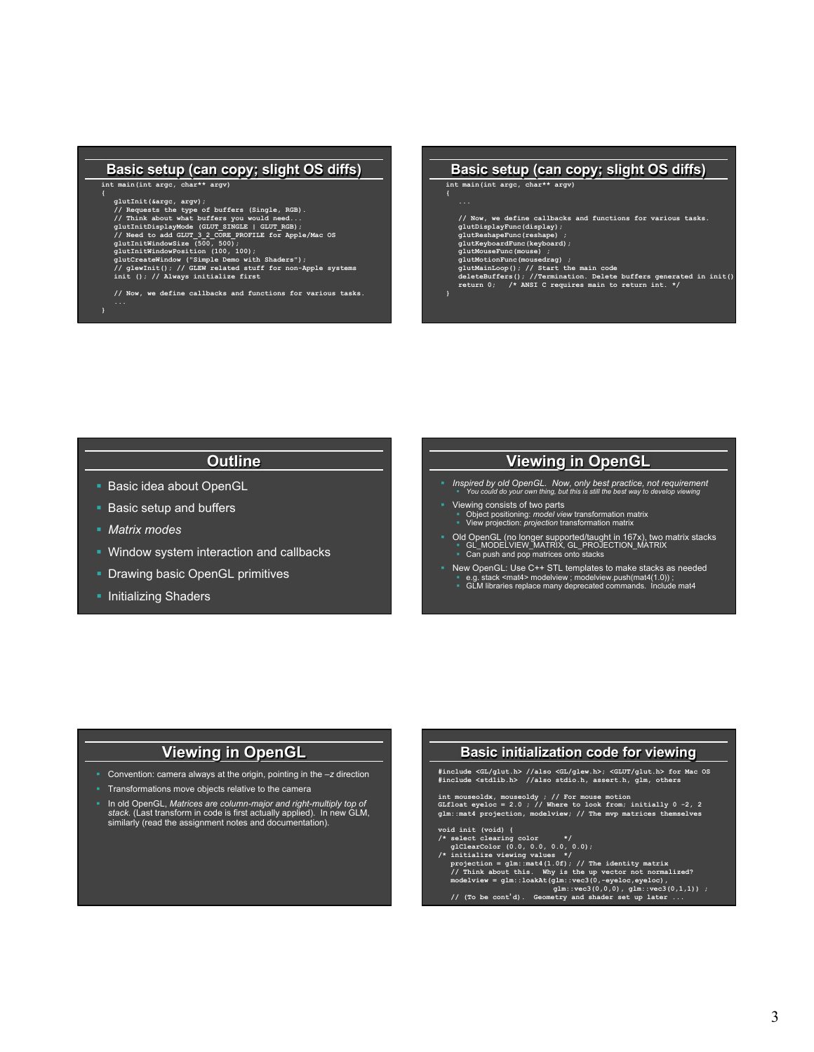## Basic setup (can copy; slight OS diffs)

```
int main(int argc, char** argv)
{
    glutInit(&argc, argv);
    // Requests the type of buffers (Single, RGB).
    // Think about what buffers you would need...
    glutInitDisplayMode (GLUT_SINGLE | GLUT_RGB);
    // Need to add GLUT_3_2_CORE_PROFILE for Apple/Mac OS
    glutInitWindowSize (500, 500);
    glutInitWindowPosition (100, 100);
    glutCreateWindow ("Simple Demo with Shaders");
    // glewInit(); // GLEW related stuff for non-Apple systems
    init (); // Always initialize first

    // Now, we define callbacks and functions for various tasks.
    ...
}
```

## Basic setup (can copy; slight OS diffs)

```
int main(int argc, char** argv)
{
    ...

    // Now, we define callbacks and functions for various tasks.
    glutDisplayFunc(display);
    glutReshapeFunc(reshape) ;
    glutKeyboardFunc(keyboard);
    glutMouseFunc(mouse) ;
    glutMotionFunc(mousedrag) ;
    glutMainLoop(); // Start the main code
    deleteBuffers(); //Termination. Delete buffers generated in init()
    return 0;   /* ANSI C requires main to return int. */
}
```

## Outline

- Basic idea about OpenGL
- Basic setup and buffers
- *Matrix modes*
- Window system interaction and callbacks
- Drawing basic OpenGL primitives
- Initializing Shaders

## Viewing in OpenGL

- *Inspired by old OpenGL. Now, only best practice, not requirement*
  - *You could do your own thing, but this is still the best way to develop viewing*
- Viewing consists of two parts
  - Object positioning: *model view* transformation matrix
  - View projection: *projection* transformation matrix
- Old OpenGL (no longer supported/taught in 167x), two matrix stacks
  - GL_MODELVIEW_MATRIX, GL_PROJECTION_MATRIX
  - Can push and pop matrices onto stacks
- New OpenGL: Use C++ STL templates to make stacks as needed
  - e.g. stack <mat4> modelview ; modelview.push(mat4(1.0)) ;
  - GLM libraries replace many deprecated commands. Include mat4

## Viewing in OpenGL

- Convention: camera always at the origin, pointing in the $-z$ direction
- Transformations move objects relative to the camera
- In old OpenGL, *Matrices are column-major and right-multiply top of stack.* (Last transform in code is first actually applied). In new GLM, similarly (read the assignment notes and documentation).

## Basic initialization code for viewing

```
#include <GL/glut.h> //also <GL/glew.h>; <GLUT/glut.h> for Mac OS
#include <stdlib.h>  //also stdio.h, assert.h, glm, others

int mouseoldx, mouseoldy ; // For mouse motion
GLfloat eyeloc = 2.0 ; // Where to look from; initially 0 -2, 2
glm::mat4 projection, modelview; // The mvp matrices themselves

void init (void) {
/* select clearing color      */
   glClearColor (0.0, 0.0, 0.0, 0.0);
/* initialize viewing values  */
   projection = glm::mat4(1.0f); // The identity matrix
   // Think about this.  Why is the up vector not normalized?
   modelview = glm::lookAt(glm::vec3(0,-eyeloc,eyeloc),
                           glm::vec3(0,0,0), glm::vec3(0,1,1)) ;
   // (To be cont'd).  Geometry and shader set up later ...
```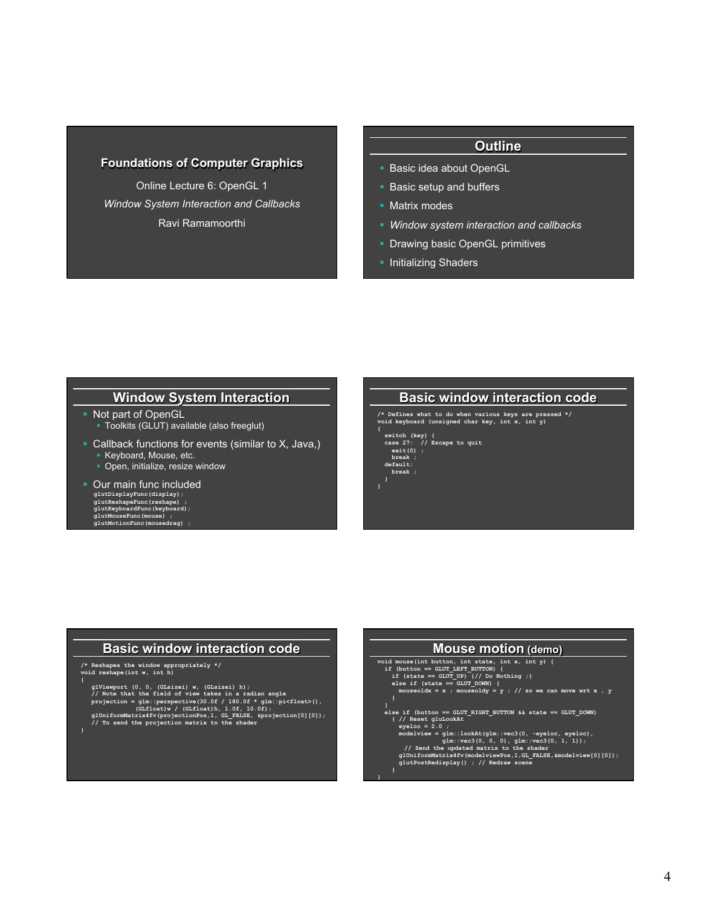## Foundations of Computer Graphics

Online Lecture 6: OpenGL 1

*Window System Interaction and Callbacks*

Ravi Ramamoorthi

## Outline

- Basic idea about OpenGL
- Basic setup and buffers
- Matrix modes
- *Window system interaction and callbacks*
- Drawing basic OpenGL primitives
- Initializing Shaders

## Window System Interaction

- Not part of OpenGL
  - Toolkits (GLUT) available (also freeglut)
- Callback functions for events (similar to X, Java,)
  - Keyboard, Mouse, etc.
  - Open, initialize, resize window
- Our main func included

```
glutDisplayFunc(display);
glutReshapeFunc(reshape) ;
glutKeyboardFunc(keyboard);
glutMouseFunc(mouse) ;
glutMotionFunc(mousedrag) ;
```

## Basic window interaction code

```
/* Defines what to do when various keys are pressed */
void keyboard (unsigned char key, int x, int y)
{
  switch (key) {
  case 27:  // Escape to quit
    exit(0) ;
    break ;
  default:
    break ;
  }
}
```

## Basic window interaction code

```
/* Reshapes the window appropriately */
void reshape(int w, int h)
{
   glViewport (0, 0, (GLsizei) w, (GLsizei) h);
   // Note that the field of view takes in a radian angle
   projection = glm::perspective(30.0f / 180.0f * glm::pi<float>(),
                (GLfloat)w / (GLfloat)h, 1.0f, 10.0f);
   glUniformMatrix4fv(projectionPos,1, GL_FALSE, &projection[0][0]);
   // To send the projection matrix to the shader
}
```

## Mouse motion (demo)

```
void mouse(int button, int state, int x, int y) {
  if (button == GLUT_LEFT_BUTTON) {
    if (state == GLUT_UP) {// Do Nothing ;}
    else if (state == GLUT_DOWN) {
      mouseoldx = x ; mouseoldy = y ; // so we can move wrt x , y
    }
  }
  else if (button == GLUT_RIGHT_BUTTON && state == GLUT_DOWN)
    { // Reset gluLookAt
      eyeloc = 2.0 ;
      modelview = glm::lookAt(glm::vec3(0, -eyeloc, eyeloc),
                  glm::vec3(0, 0, 0), glm::vec3(0, 1, 1));
        // Send the updated matrix to the shader
      glUniformMatrix4fv(modelviewPos,1,GL_FALSE,&modelview[0][0]);
      glutPostRedisplay() ; // Redraw scene
    }
}
```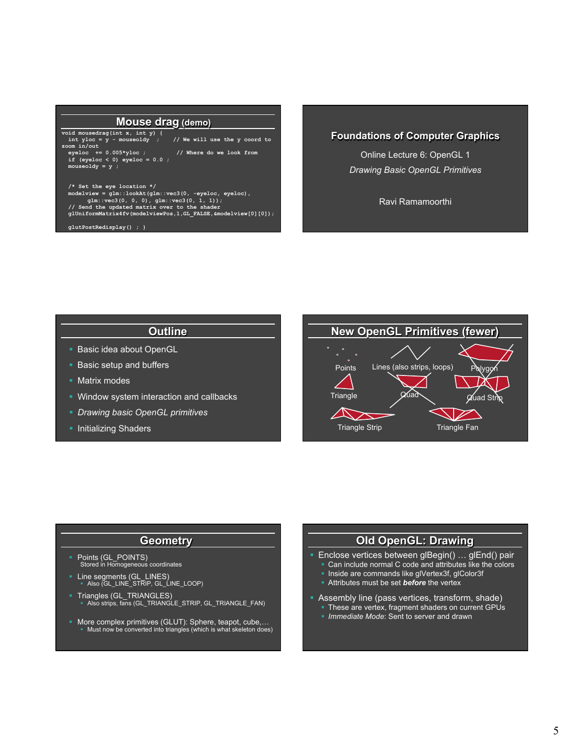## Mouse drag (demo)

```
void mousedrag(int x, int y) {
  int yloc = y - mouseoldy  ;    // We will use the y coord to
zoom in/out
  eyeloc  += 0.005*yloc ;         // Where do we look from
  if (eyeloc < 0) eyeloc = 0.0 ;
  mouseoldy = y ;

  /* Set the eye location */
  modelview = glm::lookAt(glm::vec3(0, -eyeloc, eyeloc),
        glm::vec3(0, 0, 0), glm::vec3(0, 1, 1));
  // Send the updated matrix over to the shader
  glUniformMatrix4fv(modelviewPos,1,GL_FALSE,&modelview[0][0]);

  glutPostRedisplay() ; }
```

## Foundations of Computer Graphics

Online Lecture 6: OpenGL 1

*Drawing Basic OpenGL Primitives*

Ravi Ramamoorthi

## Outline

- Basic idea about OpenGL
- Basic setup and buffers
- Matrix modes
- Window system interaction and callbacks
- *Drawing basic OpenGL primitives*
- Initializing Shaders

## New OpenGL Primitives (fewer)

Points

Lines (also strips, loops)

Polygon

Triangle

Quad

Quad Strip

Triangle Strip

Triangle Fan

## Geometry

- Points (GL_POINTS)
  Stored in Homogeneous coordinates
- Line segments (GL_LINES)
  - Also (GL_LINE_STRIP, GL_LINE_LOOP)
- Triangles (GL_TRIANGLES)
  - Also strips, fans (GL_TRIANGLE_STRIP, GL_TRIANGLE_FAN)
- More complex primitives (GLUT): Sphere, teapot, cube,…
  - Must now be converted into triangles (which is what skeleton does)

## Old OpenGL: Drawing

- Enclose vertices between glBegin() … glEnd() pair
  - Can include normal C code and attributes like the colors
  - Inside are commands like glVertex3f, glColor3f
  - Attributes must be set ***before*** the vertex
- Assembly line (pass vertices, transform, shade)
  - These are vertex, fragment shaders on current GPUs
  - *Immediate Mode*: Sent to server and drawn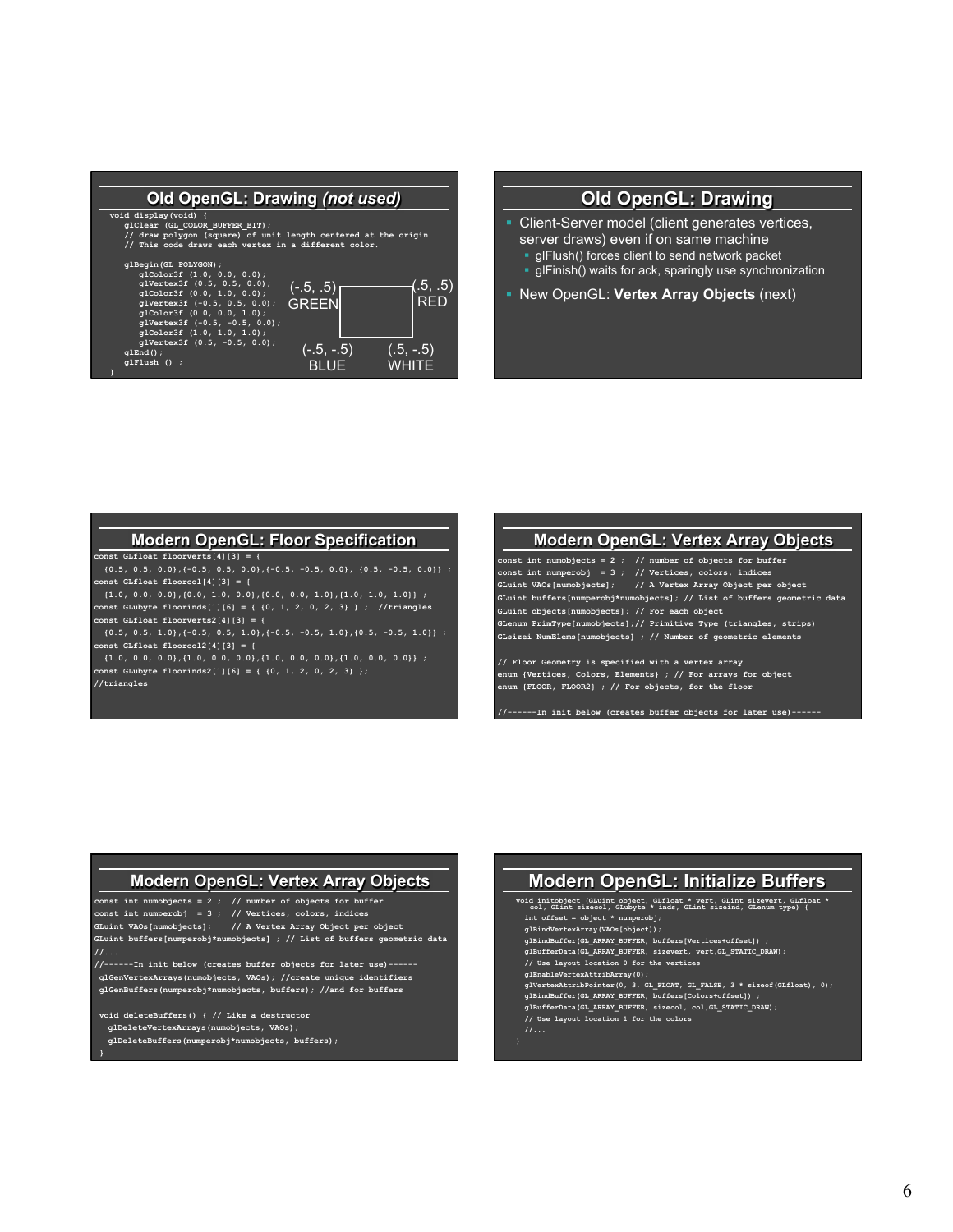## Old OpenGL: Drawing *(not used)*

```
void display(void) {
    glClear (GL_COLOR_BUFFER_BIT);
    // draw polygon (square) of unit length centered at the origin
    // This code draws each vertex in a different color.

    glBegin(GL_POLYGON);
        glColor3f (1.0, 0.0, 0.0);
        glVertex3f (0.5, 0.5, 0.0);
        glColor3f (0.0, 1.0, 0.0);
        glVertex3f (-0.5, 0.5, 0.0);
        glColor3f (0.0, 0.0, 1.0);
        glVertex3f (-0.5, -0.5, 0.0);
        glColor3f (1.0, 1.0, 1.0);
        glVertex3f (0.5, -0.5, 0.0);
    glEnd();
    glFlush () ;
}
```

(-.5, .5) GREEN

(.5, .5) RED

(-.5, -.5) BLUE

(.5, -.5) WHITE

## Old OpenGL: Drawing

- Client-Server model (client generates vertices, server draws) even if on same machine
  - glFlush() forces client to send network packet
  - glFinish() waits for ack, sparingly use synchronization
- New OpenGL: **Vertex Array Objects** (next)

## Modern OpenGL: Floor Specification

```
const GLfloat floorverts[4][3] = {
  {0.5, 0.5, 0.0},{-0.5, 0.5, 0.0},{-0.5, -0.5, 0.0}, {0.5, -0.5, 0.0}} ;
const GLfloat floorcol[4][3] = {
  {1.0, 0.0, 0.0},{0.0, 1.0, 0.0},{0.0, 0.0, 1.0},{1.0, 1.0, 1.0}} ;
const GLubyte floorinds[1][6] = { {0, 1, 2, 0, 2, 3} } ;  //triangles
const GLfloat floorverts2[4][3] = {
  {0.5, 0.5, 1.0},{-0.5, 0.5, 1.0},{-0.5, -0.5, 1.0},{0.5, -0.5, 1.0}} ;
const GLfloat floorcol2[4][3] = {
  {1.0, 0.0, 0.0},{1.0, 0.0, 0.0},{1.0, 0.0, 0.0},{1.0, 0.0, 0.0}} ;
const GLubyte floorinds2[1][6] = { {0, 1, 2, 0, 2, 3} };
//triangles
```

## Modern OpenGL: Vertex Array Objects

```
const int numobjects = 2 ;  // number of objects for buffer
const int numperobj  = 3 ;  // Vertices, colors, indices
GLuint VAOs[numobjects];    // A Vertex Array Object per object
GLuint buffers[numperobj*numobjects]; // List of buffers geometric data
GLuint objects[numobjects]; // For each object
GLenum PrimType[numobjects];// Primitive Type (triangles, strips)
GLsizei NumElems[numobjects] ; // Number of geometric elements

// Floor Geometry is specified with a vertex array
enum {Vertices, Colors, Elements} ; // For arrays for object
enum {FLOOR, FLOOR2} ; // For objects, for the floor

//------In init below (creates buffer objects for later use)------
```

## Modern OpenGL: Vertex Array Objects

```
const int numobjects = 2 ;  // number of objects for buffer
const int numperobj  = 3 ;  // Vertices, colors, indices
GLuint VAOs[numobjects];    // A Vertex Array Object per object
GLuint buffers[numperobj*numobjects] ; // List of buffers geometric data
//...
//------In init below (creates buffer objects for later use)------
 glGenVertexArrays(numobjects, VAOs); //create unique identifiers
 glGenBuffers(numperobj*numobjects, buffers); //and for buffers

 void deleteBuffers() { // Like a destructor
   glDeleteVertexArrays(numobjects, VAOs);
   glDeleteBuffers(numperobj*numobjects, buffers);
 }
```

## Modern OpenGL: Initialize Buffers

```
void initobject (GLuint object, GLfloat * vert, GLint sizevert, GLfloat *
    col, GLint sizecol, GLubyte * inds, GLint sizeind, GLenum type) {
  int offset = object * numperobj;
  glBindVertexArray(VAOs[object]);
  glBindBuffer(GL_ARRAY_BUFFER, buffers[Vertices+offset]) ;
  glBufferData(GL_ARRAY_BUFFER, sizevert, vert,GL_STATIC_DRAW);
  // Use layout location 0 for the vertices
  glEnableVertexAttribArray(0);
  glVertexAttribPointer(0, 3, GL_FLOAT, GL_FALSE, 3 * sizeof(GLfloat), 0);
  glBindBuffer(GL_ARRAY_BUFFER, buffers[Colors+offset]) ;
  glBufferData(GL_ARRAY_BUFFER, sizecol, col,GL_STATIC_DRAW);
  // Use layout location 1 for the colors
  //...
}
```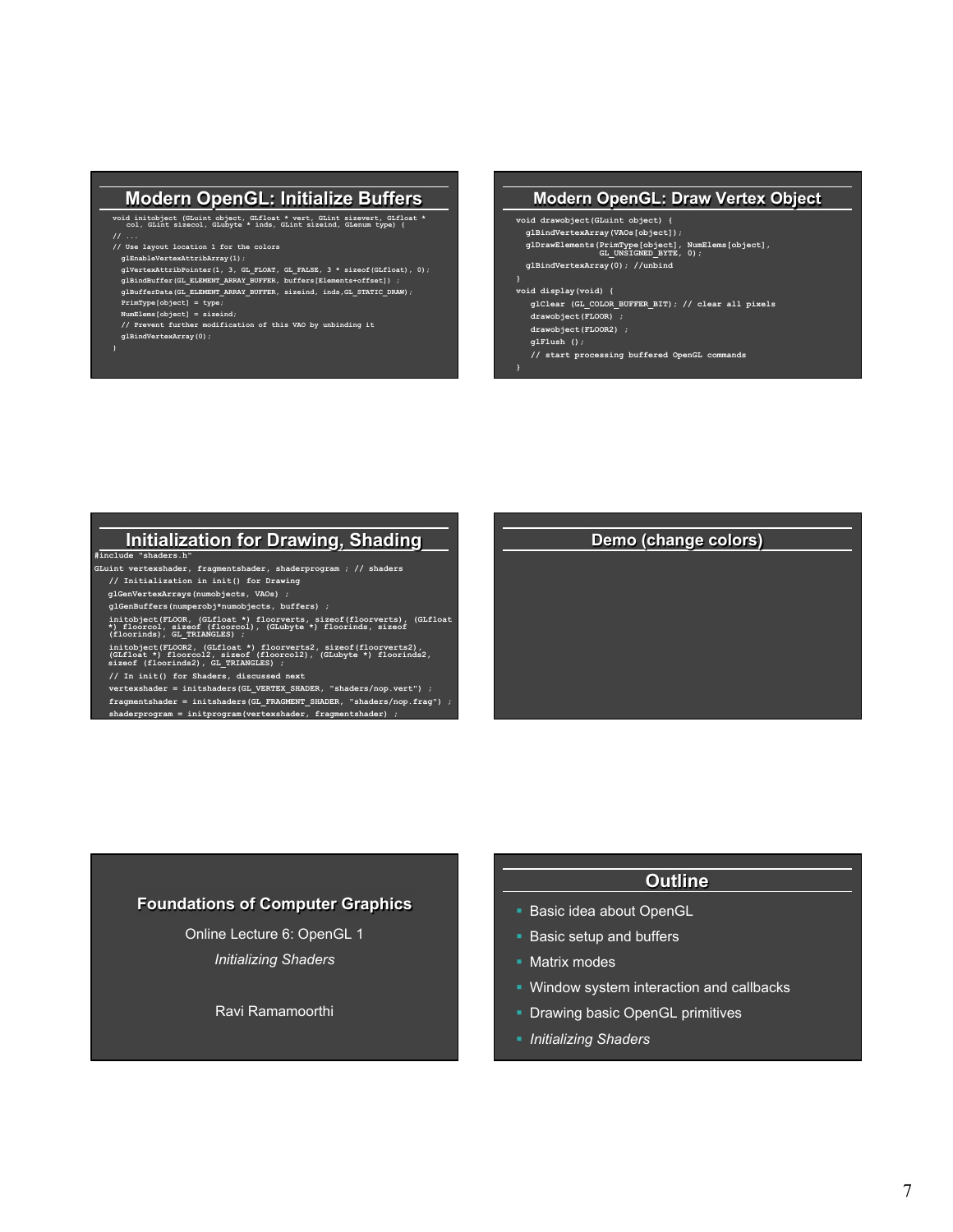## Modern OpenGL: Initialize Buffers

```
void initobject (GLuint object, GLfloat * vert, GLint sizevert, GLfloat *
    col, GLint sizecol, GLubyte * inds, GLint sizeind, GLenum type) {
// ...
// Use layout location 1 for the colors
  glEnableVertexAttribArray(1);
  glVertexAttribPointer(1, 3, GL_FLOAT, GL_FALSE, 3 * sizeof(GLfloat), 0);
  glBindBuffer(GL_ELEMENT_ARRAY_BUFFER, buffers[Elements+offset]) ;
  glBufferData(GL_ELEMENT_ARRAY_BUFFER, sizeind, inds,GL_STATIC_DRAW);
  PrimType[object] = type;
  NumElems[object] = sizeind;
  // Prevent further modification of this VAO by unbinding it
  glBindVertexArray(0);
}
```

## Modern OpenGL: Draw Vertex Object

```
void drawobject(GLuint object) {
  glBindVertexArray(VAOs[object]);
  glDrawElements(PrimType[object], NumElems[object],
                 GL_UNSIGNED_BYTE, 0);
  glBindVertexArray(0); //unbind
}
void display(void) {
   glClear (GL_COLOR_BUFFER_BIT); // clear all pixels
   drawobject(FLOOR) ;
   drawobject(FLOOR2) ;
   glFlush ();
   // start processing buffered OpenGL commands
}
```

## Initialization for Drawing, Shading

```
#include "shaders.h"
GLuint vertexshader, fragmentshader, shaderprogram ; // shaders
   // Initialization in init() for Drawing
   glGenVertexArrays(numobjects, VAOs) ;
   glGenBuffers(numperobj*numobjects, buffers) ;
   initobject(FLOOR, (GLfloat *) floorverts, sizeof(floorverts), (GLfloat
   *) floorcol, sizeof (floorcol), (GLubyte *) floorinds, sizeof
   (floorinds), GL_TRIANGLES) ;
   initobject(FLOOR2, (GLfloat *) floorverts2, sizeof(floorverts2),
   (GLfloat *) floorcol2, sizeof (floorcol2), (GLubyte *) floorinds2,
   sizeof (floorinds2), GL_TRIANGLES) ;
   // In init() for Shaders, discussed next
   vertexshader = initshaders(GL_VERTEX_SHADER, "shaders/nop.vert") ;
   fragmentshader = initshaders(GL_FRAGMENT_SHADER, "shaders/nop.frag") ;
   shaderprogram = initprogram(vertexshader, fragmentshader) ;
```

## Demo (change colors)

**Foundations of Computer Graphics**

Online Lecture 6: OpenGL 1

*Initializing Shaders*

Ravi Ramamoorthi

## Outline

- Basic idea about OpenGL
- Basic setup and buffers
- Matrix modes
- Window system interaction and callbacks
- Drawing basic OpenGL primitives
- *Initializing Shaders*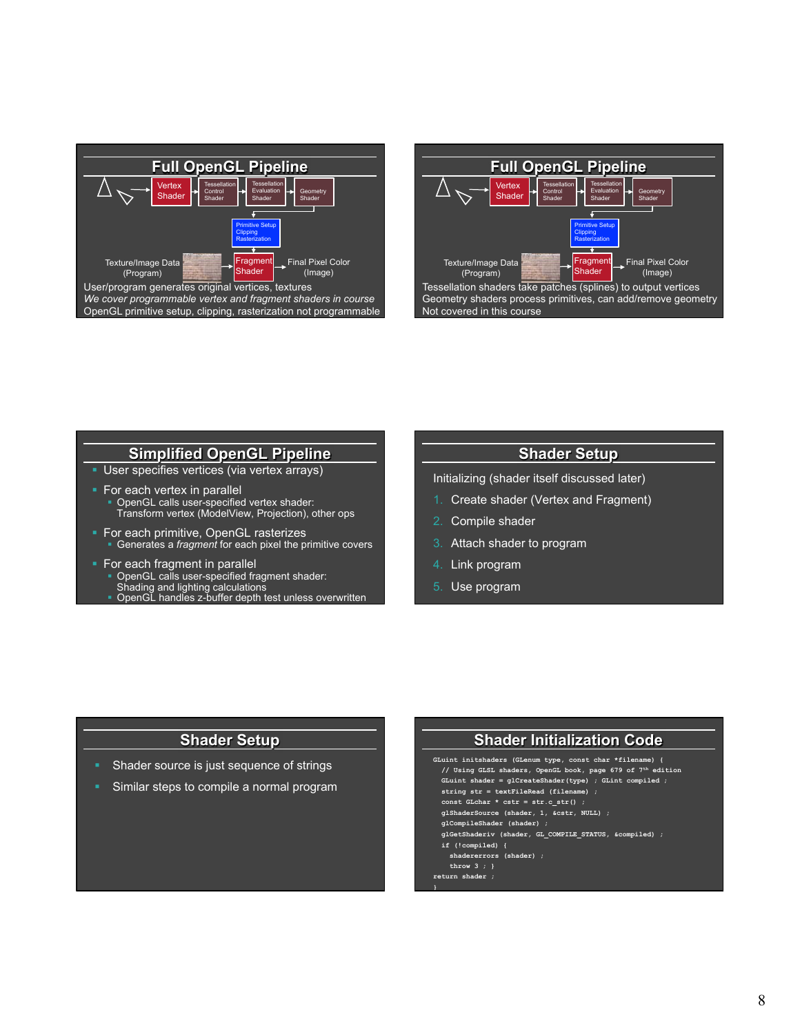## Full OpenGL Pipeline

Vertex Shader → Tessellation Control Shader → Tessellation Evaluation Shader → Geometry Shader

Primitive Setup Clipping Rasterization

Texture/Image Data (Program) → Fragment Shader → Final Pixel Color (Image)

User/program generates original vertices, textures

*We cover programmable vertex and fragment shaders in course*

OpenGL primitive setup, clipping, rasterization not programmable

## Full OpenGL Pipeline

Vertex Shader → Tessellation Control Shader → Tessellation Evaluation Shader → Geometry Shader

Primitive Setup Clipping Rasterization

Texture/Image Data (Program) → Fragment Shader → Final Pixel Color (Image)

Tessellation shaders take patches (splines) to output vertices

Geometry shaders process primitives, can add/remove geometry

Not covered in this course

## Simplified OpenGL Pipeline

- User specifies vertices (via vertex arrays)
- For each vertex in parallel
  - OpenGL calls user-specified vertex shader: Transform vertex (ModelView, Projection), other ops
- For each primitive, OpenGL rasterizes
  - Generates a *fragment* for each pixel the primitive covers
- For each fragment in parallel
  - OpenGL calls user-specified fragment shader: Shading and lighting calculations
  - OpenGL handles z-buffer depth test unless overwritten

## Shader Setup

Initializing (shader itself discussed later)

1. Create shader (Vertex and Fragment)
2. Compile shader
3. Attach shader to program
4. Link program
5. Use program

## Shader Setup

- Shader source is just sequence of strings
- Similar steps to compile a normal program

## Shader Initialization Code

```
GLuint initshaders (GLenum type, const char *filename) {
  // Using GLSL shaders, OpenGL book, page 679 of 7th edition
  GLuint shader = glCreateShader(type) ; GLint compiled ;
  string str = textFileRead (filename) ;
  const GLchar * cstr = str.c_str() ;
  glShaderSource (shader, 1, &cstr, NULL) ;
  glCompileShader (shader) ;
  glGetShaderiv (shader, GL_COMPILE_STATUS, &compiled) ;
  if (!compiled) {
    shadererrors (shader) ;
    throw 3 ; }
return shader ;
}
```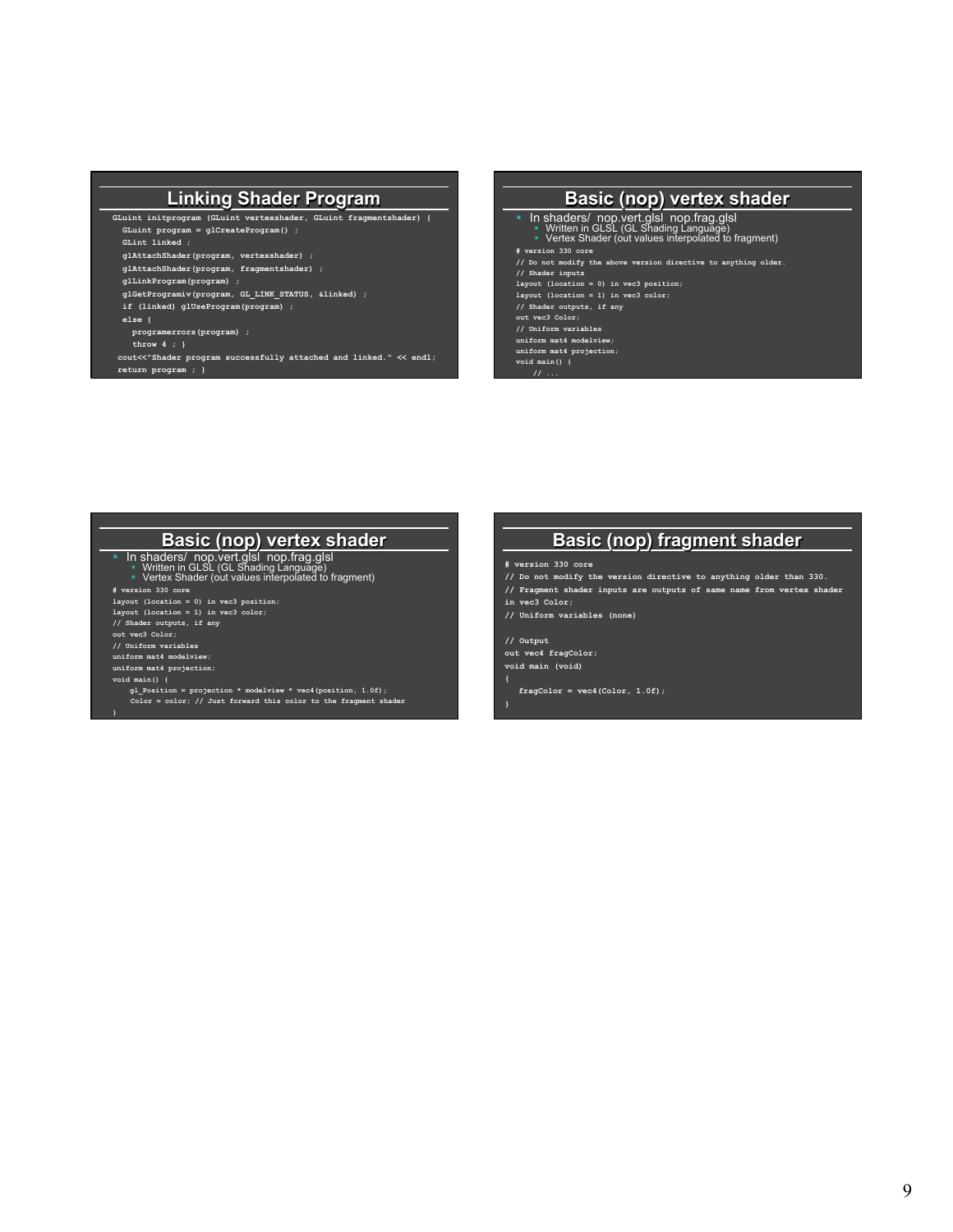## Linking Shader Program

```
GLuint initprogram (GLuint vertexshader, GLuint fragmentshader) {
  GLuint program = glCreateProgram() ;
  GLint linked ;
  glAttachShader(program, vertexshader) ;
  glAttachShader(program, fragmentshader) ;
  glLinkProgram(program) ;
  glGetProgramiv(program, GL_LINK_STATUS, &linked) ;
  if (linked) glUseProgram(program) ;
  else {
    programerrors(program) ;
    throw 4 ; }
 cout<<"Shader program successfully attached and linked." << endl;
 return program ; }
```

## Basic (nop) vertex shader

- In shaders/  nop.vert.glsl  nop.frag.glsl
  - Written in GLSL (GL Shading Language)
  - Vertex Shader (out values interpolated to fragment)

```
# version 330 core
// Do not modify the above version directive to anything older.
// Shader inputs
layout (location = 0) in vec3 position;
layout (location = 1) in vec3 color;
// Shader outputs, if any
out vec3 Color;
// Uniform variables
uniform mat4 modelview;
uniform mat4 projection;
void main() {
    // ...
```

## Basic (nop) vertex shader

- In shaders/  nop.vert.glsl  nop.frag.glsl
  - Written in GLSL (GL Shading Language)
  - Vertex Shader (out values interpolated to fragment)

```
# version 330 core
layout (location = 0) in vec3 position;
layout (location = 1) in vec3 color;
// Shader outputs, if any
out vec3 Color;
// Uniform variables
uniform mat4 modelview;
uniform mat4 projection;
void main() {
    gl_Position = projection * modelview * vec4(position, 1.0f);
    Color = color; // Just forward this color to the fragment shader
}
```

## Basic (nop) fragment shader

```
# version 330 core
// Do not modify the version directive to anything older than 330.
// Fragment shader inputs are outputs of same name from vertex shader
in vec3 Color;
// Uniform variables (none)

// Output
out vec4 fragColor;
void main (void)
{
   fragColor = vec4(Color, 1.0f);
}
```